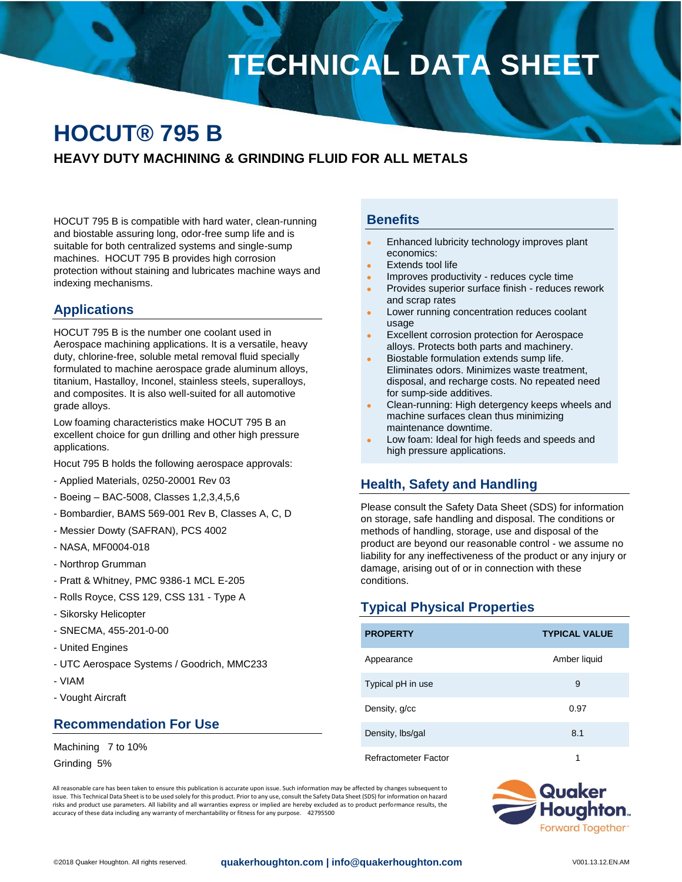# TECHNICAL DATA SHEET

# HOCUT® 795 B

## HEAVY DUTY MACHINING & GRINDING FLUID FOR ALL METALS

HOCUT 795 B is compatible with hard water, clean-running and biostable assuring long, odor-free sump life and is suitable for both centralized systems and single-sump machines. HOCUT 795 B provides high corrosion protection without staining and lubricates machine ways and indexing mechanisms.

## Applications

HOCUT 795 B is the number one coolant used in Aerospace machining applications. It is a versatile, heavy duty, chlorine-free, soluble metal removal fluid specially formulated to machine aerospace grade aluminum alloys, titanium, Hastalloy, Inconel, stainless steels, superalloys, and composites. It is also well-suited for all automotive grade alloys.

Low foaming characteristics make HOCUT 795 B an excellent choice for gun drilling and other high pressure applications.

Hocut 795 B holds the following aerospace approvals:

- Applied Materials, 0250-20001 Rev 03
- Boeing – BAC-5008, Classes 1,2,3,4,5,6
- Bombardier, BAMS 569-001 Rev B, Classes A, C, D
- Messier Dowty (SAFRAN), PCS 4002
- NASA, MF0004-018
- Northrop Grumman
- Pratt & Whitney, PMC 9386-1 MCL E-205
- Rolls Royce, CSS 129, CSS 131 - Type A
- Sikorsky Helicopter
- SNECMA, 455-201-0-00
- United Engines
- UTC Aerospace Systems / Goodrich, MMC233
- VIAM
- Vought Aircraft

## Recommendation For Use

Machining 7 to 10%

Grinding 5%

## Benefits

- Enhanced lubricity technology improves plant economics:
- Extends tool life
- Improves productivity - reduces cycle time
- Provides superior surface finish - reduces rework and scrap rates
- Lower running concentration reduces coolant usage
- Excellent corrosion protection for Aerospace alloys. Protects both parts and machinery.
- Biostable formulation extends sump life. Eliminates odors. Minimizes waste treatment, disposal, and recharge costs. No repeated need for sump-side additives.
- Clean-running: High detergency keeps wheels and machine surfaces clean thus minimizing maintenance downtime.
- Low foam: Ideal for high feeds and speeds and high pressure applications.

## Health, Safety and Handling

Please consult the Safety Data Sheet (SDS) for information on storage, safe handling and disposal. The conditions or methods of handling, storage, use and disposal of the product are beyond our reasonable control - we assume no liability for any ineffectiveness of the product or any injury or damage, arising out of or in connection with these conditions.

## Typical Physical Properties

| PROPERTY | TYPICAL VALUE |
|---|---|
| Appearance | Amber liquid |
| Typical pH in use | 9 |
| Density, g/cc | 0.97 |
| Density, lbs/gal | 8.1 |
| Refractometer Factor | 1 |

All reasonable care has been taken to ensure this publication is accurate upon issue. Such information may be affected by changes subsequent to issue. This Technical Data Sheet is to be used solely for this product. Prior to any use, consult the Safety Data Sheet (SDS) for information on hazard risks and product use parameters. All liability and all warranties express or implied are hereby excluded as to product performance results, the accuracy of these data including any warranty of merchantability or fitness for any purpose. 42795500

Quaker Houghton. Forward Together™

©2018 Quaker Houghton. All rights reserved. **quakerhoughton.com | info@quakerhoughton.com** V001.13.12.EN.AM